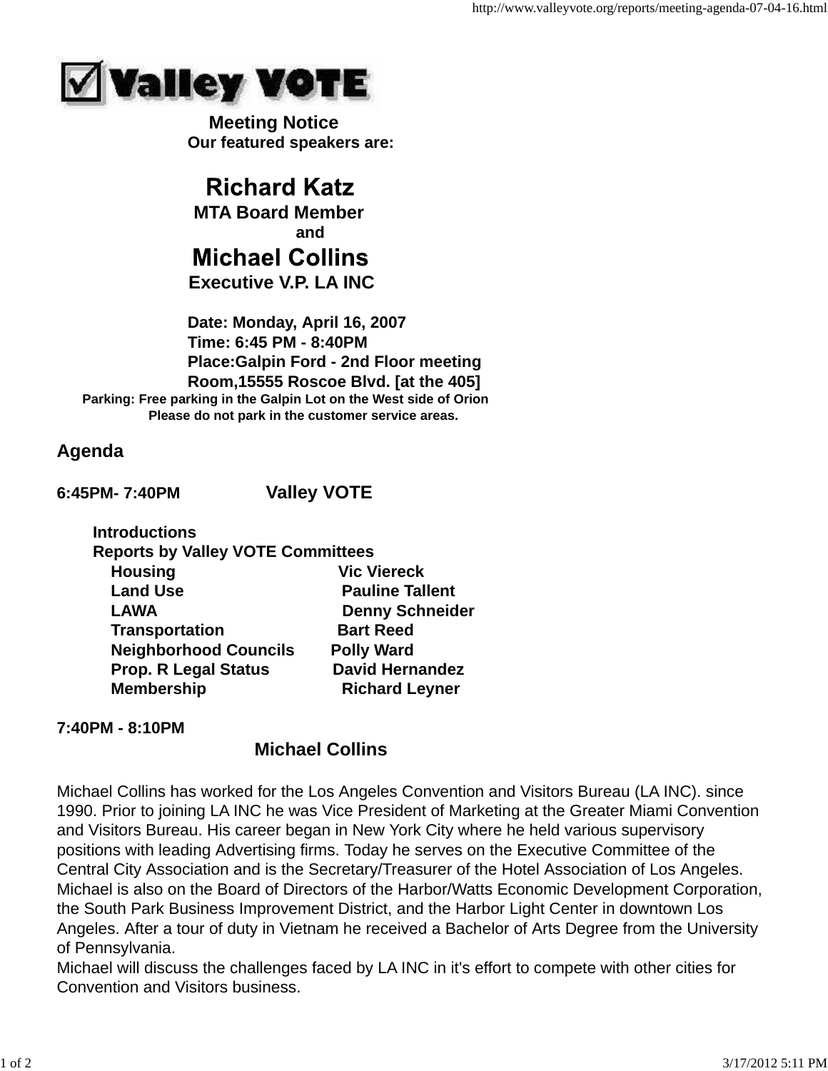# Valley VOTE

**Meeting Notice**

**Our featured speakers are:**

## Richard Katz

**MTA Board Member**

**and**

## Michael Collins

**Executive V.P. LA INC**

**Date: Monday, April 16, 2007**
**Time: 6:45 PM - 8:40PM**
**Place:Galpin Ford - 2nd Floor meeting Room,15555 Roscoe Blvd. [at the 405]**

**Parking: Free parking in the Galpin Lot on the West side of Orion**
**Please do not park in the customer service areas.**

## Agenda

**6:45PM- 7:40PM** **Valley VOTE**

**Introductions**

**Reports by Valley VOTE Committees**

| | |
|---|---|
| **Housing** | **Vic Viereck** |
| **Land Use** | **Pauline Tallent** |
| **LAWA** | **Denny Schneider** |
| **Transportation** | **Bart Reed** |
| **Neighborhood Councils** | **Polly Ward** |
| **Prop. R Legal Status** | **David Hernandez** |
| **Membership** | **Richard Leyner** |

**7:40PM - 8:10PM**

**Michael Collins**

Michael Collins has worked for the Los Angeles Convention and Visitors Bureau (LA INC). since 1990. Prior to joining LA INC he was Vice President of Marketing at the Greater Miami Convention and Visitors Bureau. His career began in New York City where he held various supervisory positions with leading Advertising firms. Today he serves on the Executive Committee of the Central City Association and is the Secretary/Treasurer of the Hotel Association of Los Angeles. Michael is also on the Board of Directors of the Harbor/Watts Economic Development Corporation, the South Park Business Improvement District, and the Harbor Light Center in downtown Los Angeles. After a tour of duty in Vietnam he received a Bachelor of Arts Degree from the University of Pennsylvania.
Michael will discuss the challenges faced by LA INC in it's effort to compete with other cities for Convention and Visitors business.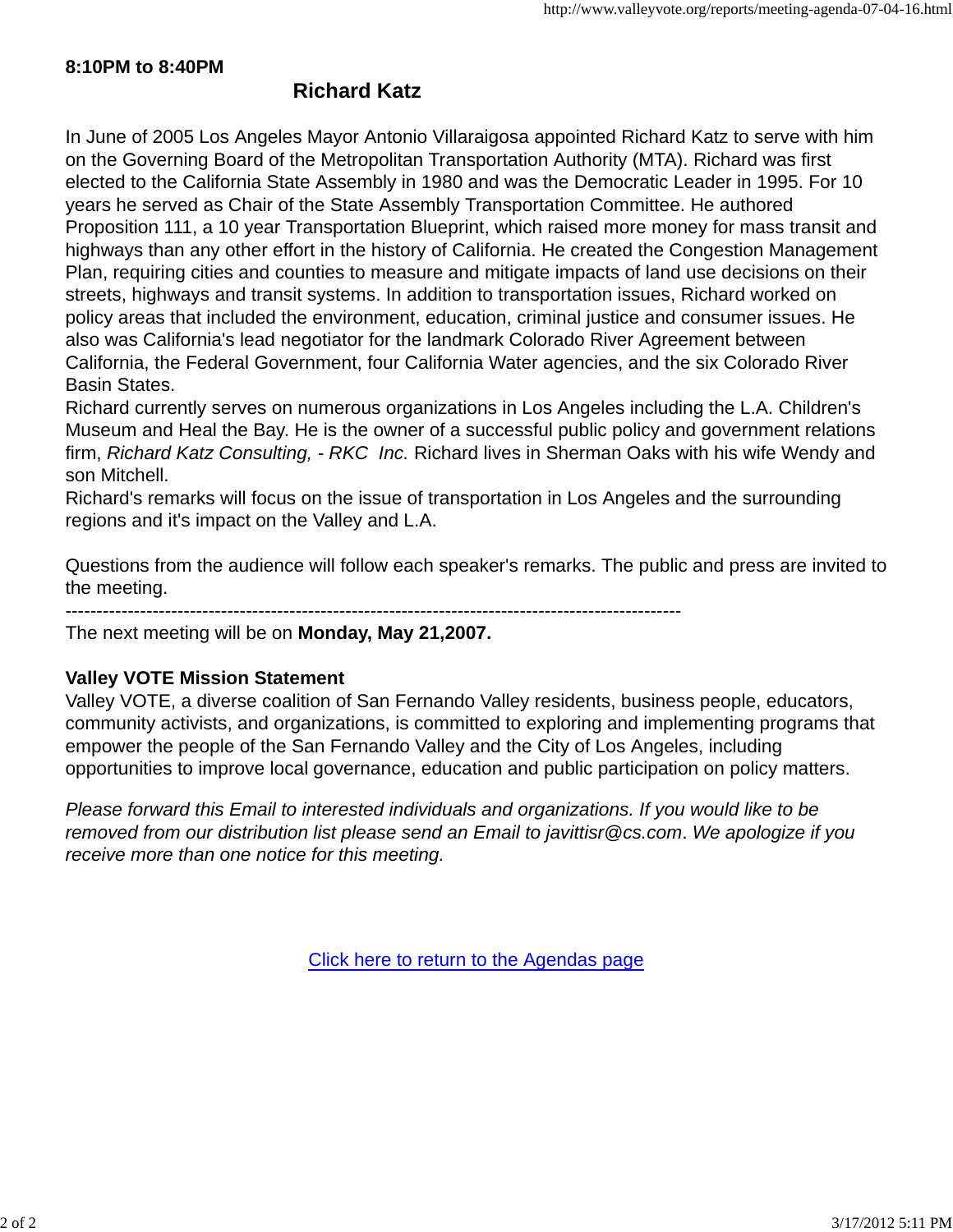**8:10PM to 8:40PM**

## Richard Katz

In June of 2005 Los Angeles Mayor Antonio Villaraigosa appointed Richard Katz to serve with him on the Governing Board of the Metropolitan Transportation Authority (MTA). Richard was first elected to the California State Assembly in 1980 and was the Democratic Leader in 1995. For 10 years he served as Chair of the State Assembly Transportation Committee. He authored Proposition 111, a 10 year Transportation Blueprint, which raised more money for mass transit and highways than any other effort in the history of California. He created the Congestion Management Plan, requiring cities and counties to measure and mitigate impacts of land use decisions on their streets, highways and transit systems. In addition to transportation issues, Richard worked on policy areas that included the environment, education, criminal justice and consumer issues. He also was California's lead negotiator for the landmark Colorado River Agreement between California, the Federal Government, four California Water agencies, and the six Colorado River Basin States.
Richard currently serves on numerous organizations in Los Angeles including the L.A. Children's Museum and Heal the Bay. He is the owner of a successful public policy and government relations firm, *Richard Katz Consulting, - RKC Inc.* Richard lives in Sherman Oaks with his wife Wendy and son Mitchell.
Richard's remarks will focus on the issue of transportation in Los Angeles and the surrounding regions and it's impact on the Valley and L.A.

Questions from the audience will follow each speaker's remarks. The public and press are invited to the meeting.

---

The next meeting will be on **Monday, May 21,2007.**

**Valley VOTE Mission Statement**
Valley VOTE, a diverse coalition of San Fernando Valley residents, business people, educators, community activists, and organizations, is committed to exploring and implementing programs that empower the people of the San Fernando Valley and the City of Los Angeles, including opportunities to improve local governance, education and public participation on policy matters.

*Please forward this Email to interested individuals and organizations. If you would like to be removed from our distribution list please send an Email to javittisr@cs.com. We apologize if you receive more than one notice for this meeting.*

Click here to return to the Agendas page